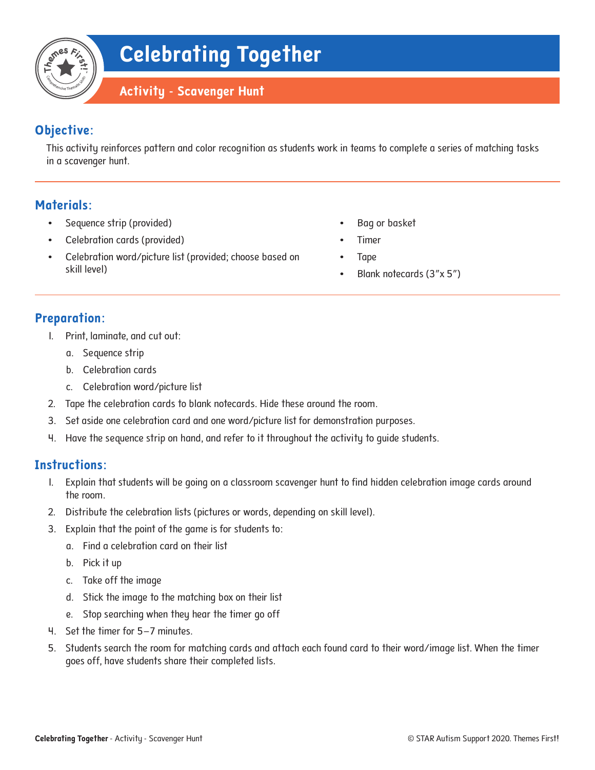# Celebrating Together

## Activity - Scavenger Hunt

### Objective:

This activity reinforces pattern and color recognition as students work in teams to complete a series of matching tasks in a scavenger hunt.

### Materials:

- Sequence strip (provided)
- Celebration cards (provided)
- Celebration word/picture list (provided; choose based on skill level)
- Bag or basket
- Timer
- Tape
- Blank notecards (3″x 5″)

### Preparation:

1. Print, laminate, and cut out:
   a. Sequence strip
   b. Celebration cards
   c. Celebration word/picture list
2. Tape the celebration cards to blank notecards. Hide these around the room.
3. Set aside one celebration card and one word/picture list for demonstration purposes.
4. Have the sequence strip on hand, and refer to it throughout the activity to guide students.

### Instructions:

1. Explain that students will be going on a classroom scavenger hunt to find hidden celebration image cards around the room.
2. Distribute the celebration lists (pictures or words, depending on skill level).
3. Explain that the point of the game is for students to:
   a. Find a celebration card on their list
   b. Pick it up
   c. Take off the image
   d. Stick the image to the matching box on their list
   e. Stop searching when they hear the timer go off
4. Set the timer for 5–7 minutes.
5. Students search the room for matching cards and attach each found card to their word/image list. When the timer goes off, have students share their completed lists.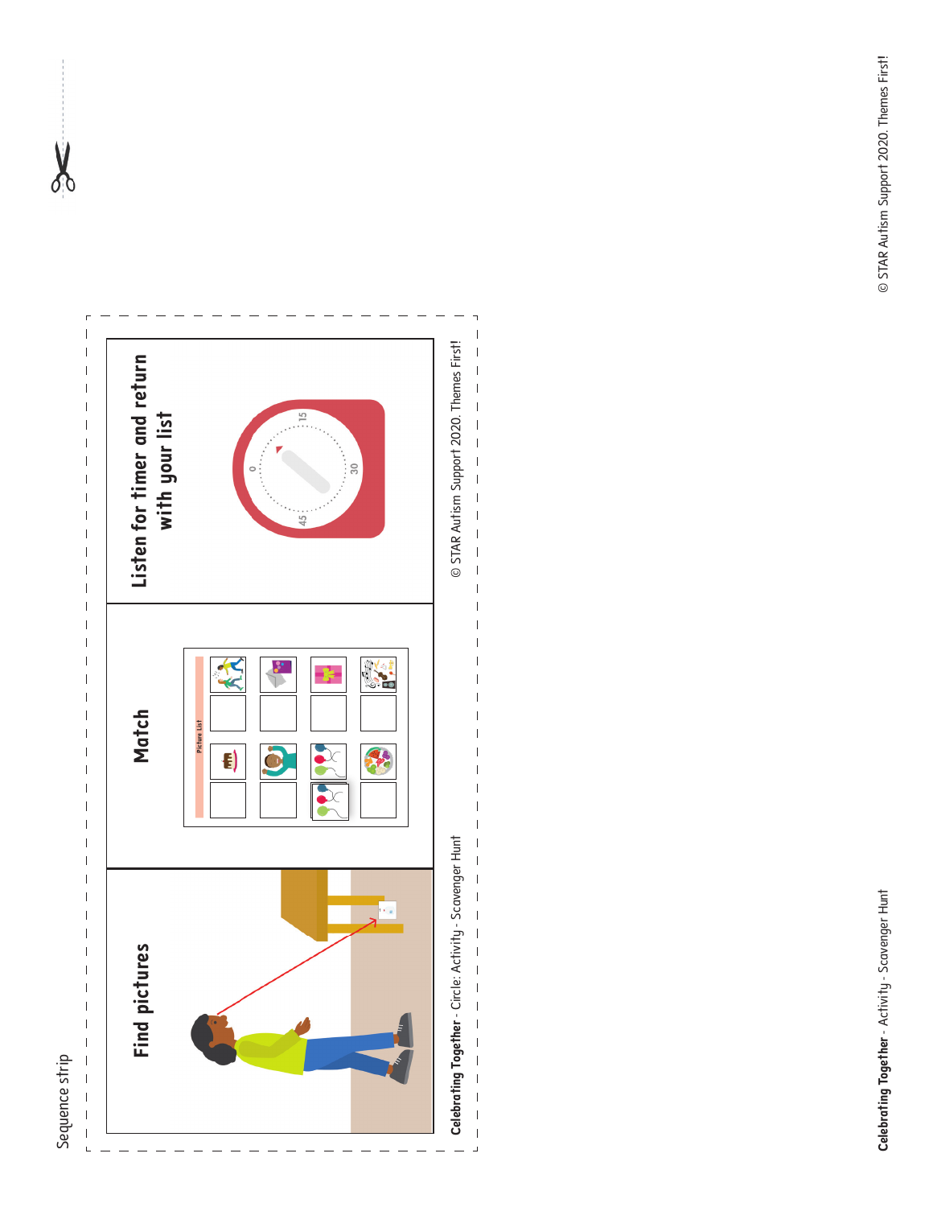Sequence strip

| Find pictures | Match | Listen for timer and return with your list |
| --- | --- | --- |

Picture List

0 15 30 45

**Celebrating Together** - Circle: Activity - Scavenger Hunt

© STAR Autism Support 2020. Themes First!

**Celebrating Together** - Activity - Scavenger Hunt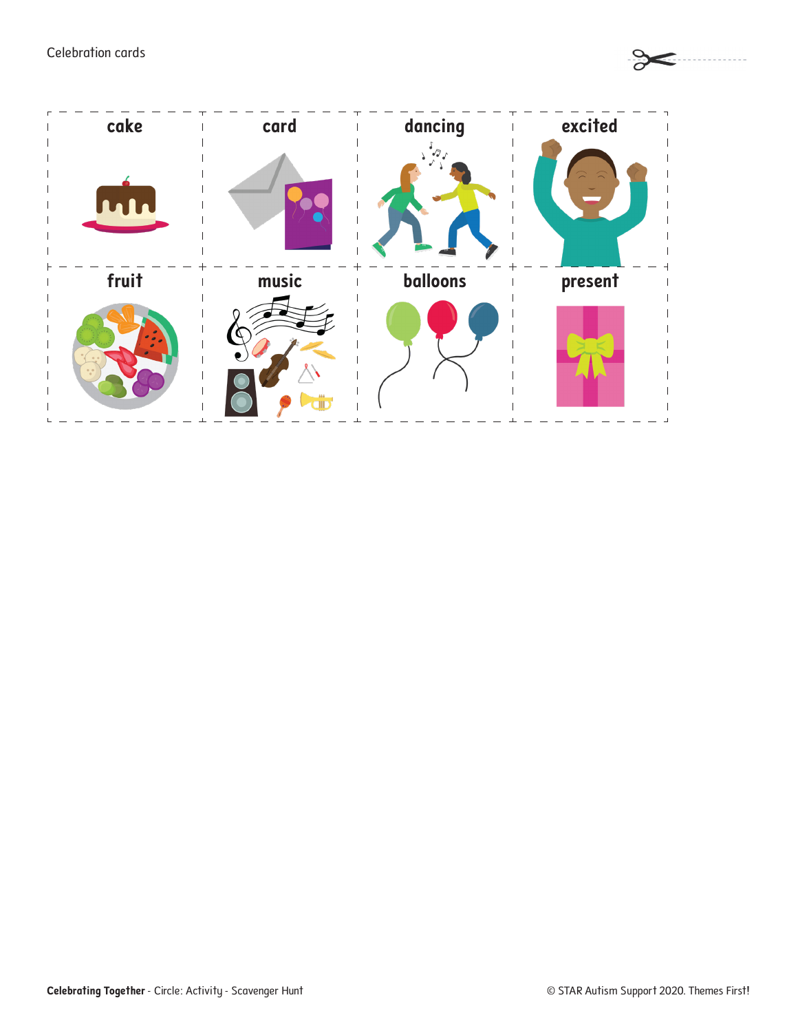Celebration cards

| cake | card | dancing | excited |
| --- | --- | --- | --- |
| **fruit** | **music** | **balloons** | **present** |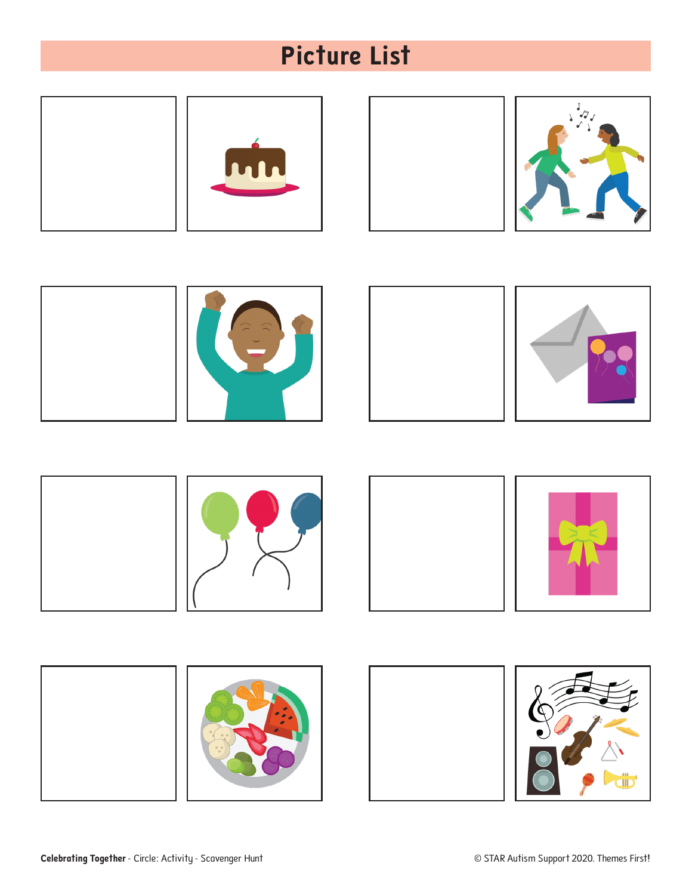# Picture List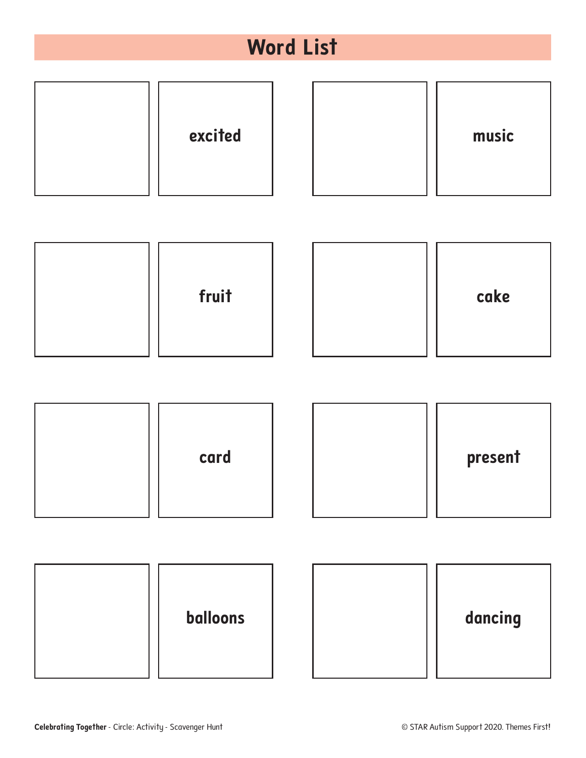# Word List

| | | | |
|---|---|---|---|
| | excited | | music |
| | fruit | | cake |
| | card | | present |
| | balloons | | dancing |